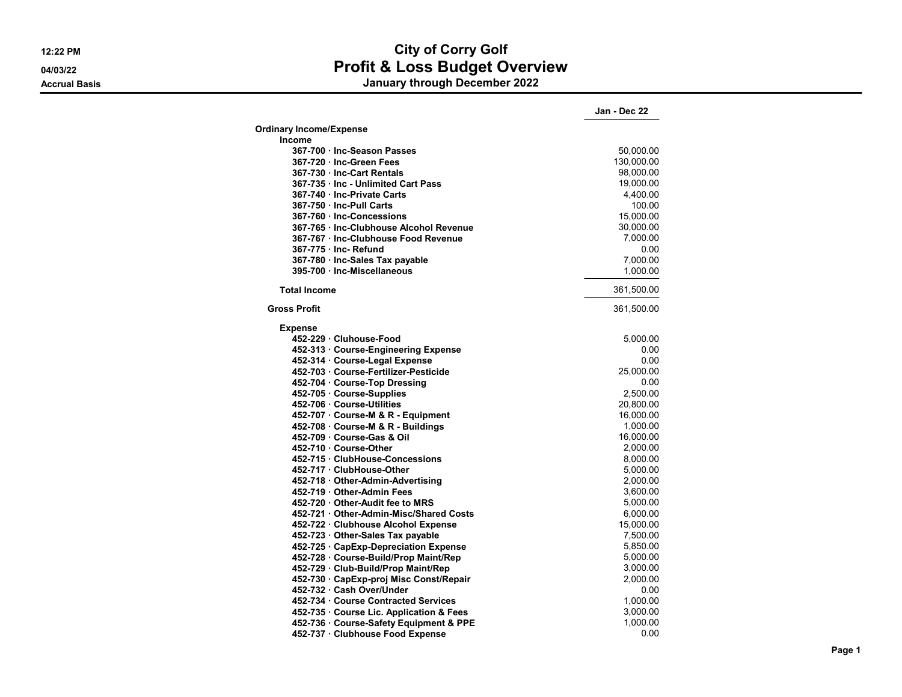# City of Corry Golf
## Profit & Loss Budget Overview
### January through December 2022

12:22 PM
04/03/22
Accrual Basis

| | Jan - Dec 22 |
|---|---|
| **Ordinary Income/Expense** | |
| **Income** | |
| **367-700 · Inc-Season Passes** | 50,000.00 |
| **367-720 · Inc-Green Fees** | 130,000.00 |
| **367-730 · Inc-Cart Rentals** | 98,000.00 |
| **367-735 · Inc - Unlimited Cart Pass** | 19,000.00 |
| **367-740 · Inc-Private Carts** | 4,400.00 |
| **367-750 · Inc-Pull Carts** | 100.00 |
| **367-760 · Inc-Concessions** | 15,000.00 |
| **367-765 · Inc-Clubhouse Alcohol Revenue** | 30,000.00 |
| **367-767 · Inc-Clubhouse Food Revenue** | 7,000.00 |
| **367-775 · Inc- Refund** | 0.00 |
| **367-780 · Inc-Sales Tax payable** | 7,000.00 |
| **395-700 · Inc-Miscellaneous** | 1,000.00 |
| **Total Income** | 361,500.00 |
| **Gross Profit** | 361,500.00 |
| **Expense** | |
| **452-229 · Cluhouse-Food** | 5,000.00 |
| **452-313 · Course-Engineering Expense** | 0.00 |
| **452-314 · Course-Legal Expense** | 0.00 |
| **452-703 · Course-Fertilizer-Pesticide** | 25,000.00 |
| **452-704 · Course-Top Dressing** | 0.00 |
| **452-705 · Course-Supplies** | 2,500.00 |
| **452-706 · Course-Utilities** | 20,800.00 |
| **452-707 · Course-M & R - Equipment** | 16,000.00 |
| **452-708 · Course-M & R - Buildings** | 1,000.00 |
| **452-709 · Course-Gas & Oil** | 16,000.00 |
| **452-710 · Course-Other** | 2,000.00 |
| **452-715 · ClubHouse-Concessions** | 8,000.00 |
| **452-717 · ClubHouse-Other** | 5,000.00 |
| **452-718 · Other-Admin-Advertising** | 2,000.00 |
| **452-719 · Other-Admin Fees** | 3,600.00 |
| **452-720 · Other-Audit fee to MRS** | 5,000.00 |
| **452-721 · Other-Admin-Misc/Shared Costs** | 6,000.00 |
| **452-722 · Clubhouse Alcohol Expense** | 15,000.00 |
| **452-723 · Other-Sales Tax payable** | 7,500.00 |
| **452-725 · CapExp-Depreciation Expense** | 5,850.00 |
| **452-728 · Course-Build/Prop Maint/Rep** | 5,000.00 |
| **452-729 · Club-Build/Prop Maint/Rep** | 3,000.00 |
| **452-730 · CapExp-proj Misc Const/Repair** | 2,000.00 |
| **452-732 · Cash Over/Under** | 0.00 |
| **452-734 · Course Contracted Services** | 1,000.00 |
| **452-735 · Course Lic. Application & Fees** | 3,000.00 |
| **452-736 · Course-Safety Equipment & PPE** | 1,000.00 |
| **452-737 · Clubhouse Food Expense** | 0.00 |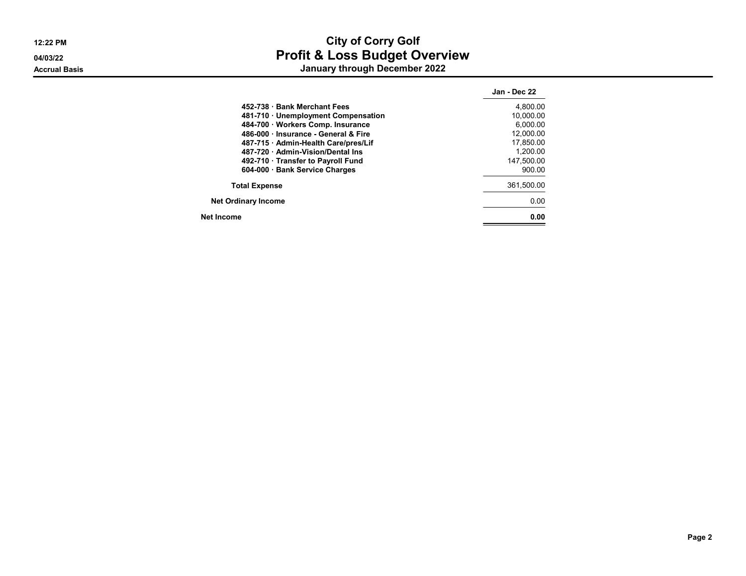# City of Corry Golf

## Profit & Loss Budget Overview

### January through December 2022

12:22 PM

04/03/22

Accrual Basis

| | Jan - Dec 22 |
|---|---|
| 452-738 · Bank Merchant Fees | 4,800.00 |
| 481-710 · Unemployment Compensation | 10,000.00 |
| 484-700 · Workers Comp. Insurance | 6,000.00 |
| 486-000 · Insurance - General & Fire | 12,000.00 |
| 487-715 · Admin-Health Care/pres/Lif | 17,850.00 |
| 487-720 · Admin-Vision/Dental Ins | 1,200.00 |
| 492-710 · Transfer to Payroll Fund | 147,500.00 |
| 604-000 · Bank Service Charges | 900.00 |
| **Total Expense** | 361,500.00 |
| **Net Ordinary Income** | 0.00 |
| **Net Income** | **0.00** |